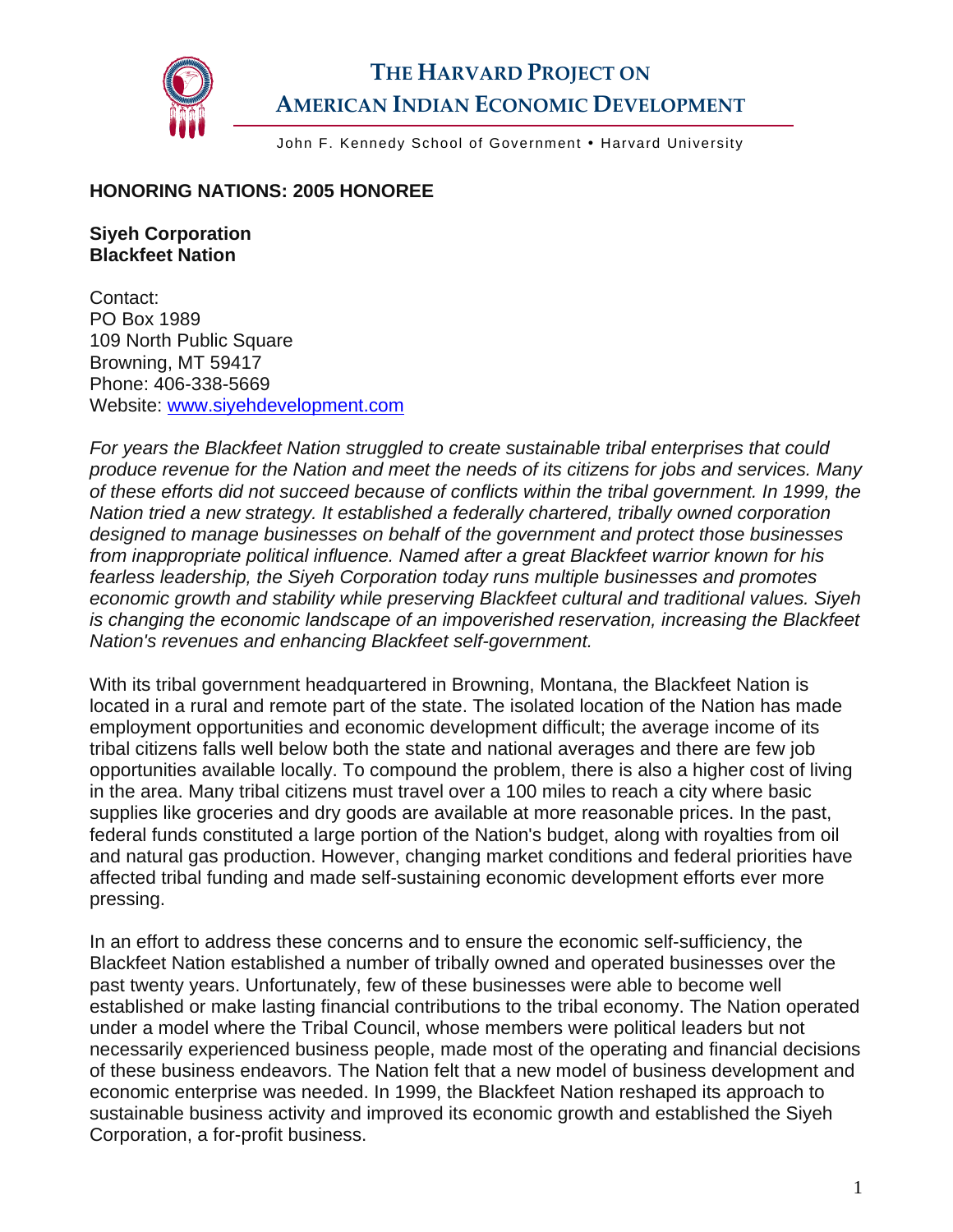# THE HARVARD PROJECT ON AMERICAN INDIAN ECONOMIC DEVELOPMENT

John F. Kennedy School of Government • Harvard University

**HONORING NATIONS: 2005 HONOREE**

**Siyeh Corporation**
**Blackfeet Nation**

Contact:
PO Box 1989
109 North Public Square
Browning, MT 59417
Phone: 406-338-5669
Website: [www.siyehdevelopment.com](www.siyehdevelopment.com)

*For years the Blackfeet Nation struggled to create sustainable tribal enterprises that could produce revenue for the Nation and meet the needs of its citizens for jobs and services. Many of these efforts did not succeed because of conflicts within the tribal government. In 1999, the Nation tried a new strategy. It established a federally chartered, tribally owned corporation designed to manage businesses on behalf of the government and protect those businesses from inappropriate political influence. Named after a great Blackfeet warrior known for his fearless leadership, the Siyeh Corporation today runs multiple businesses and promotes economic growth and stability while preserving Blackfeet cultural and traditional values. Siyeh is changing the economic landscape of an impoverished reservation, increasing the Blackfeet Nation's revenues and enhancing Blackfeet self-government.*

With its tribal government headquartered in Browning, Montana, the Blackfeet Nation is located in a rural and remote part of the state. The isolated location of the Nation has made employment opportunities and economic development difficult; the average income of its tribal citizens falls well below both the state and national averages and there are few job opportunities available locally. To compound the problem, there is also a higher cost of living in the area. Many tribal citizens must travel over a 100 miles to reach a city where basic supplies like groceries and dry goods are available at more reasonable prices. In the past, federal funds constituted a large portion of the Nation's budget, along with royalties from oil and natural gas production. However, changing market conditions and federal priorities have affected tribal funding and made self-sustaining economic development efforts ever more pressing.

In an effort to address these concerns and to ensure the economic self-sufficiency, the Blackfeet Nation established a number of tribally owned and operated businesses over the past twenty years. Unfortunately, few of these businesses were able to become well established or make lasting financial contributions to the tribal economy. The Nation operated under a model where the Tribal Council, whose members were political leaders but not necessarily experienced business people, made most of the operating and financial decisions of these business endeavors. The Nation felt that a new model of business development and economic enterprise was needed. In 1999, the Blackfeet Nation reshaped its approach to sustainable business activity and improved its economic growth and established the Siyeh Corporation, a for-profit business.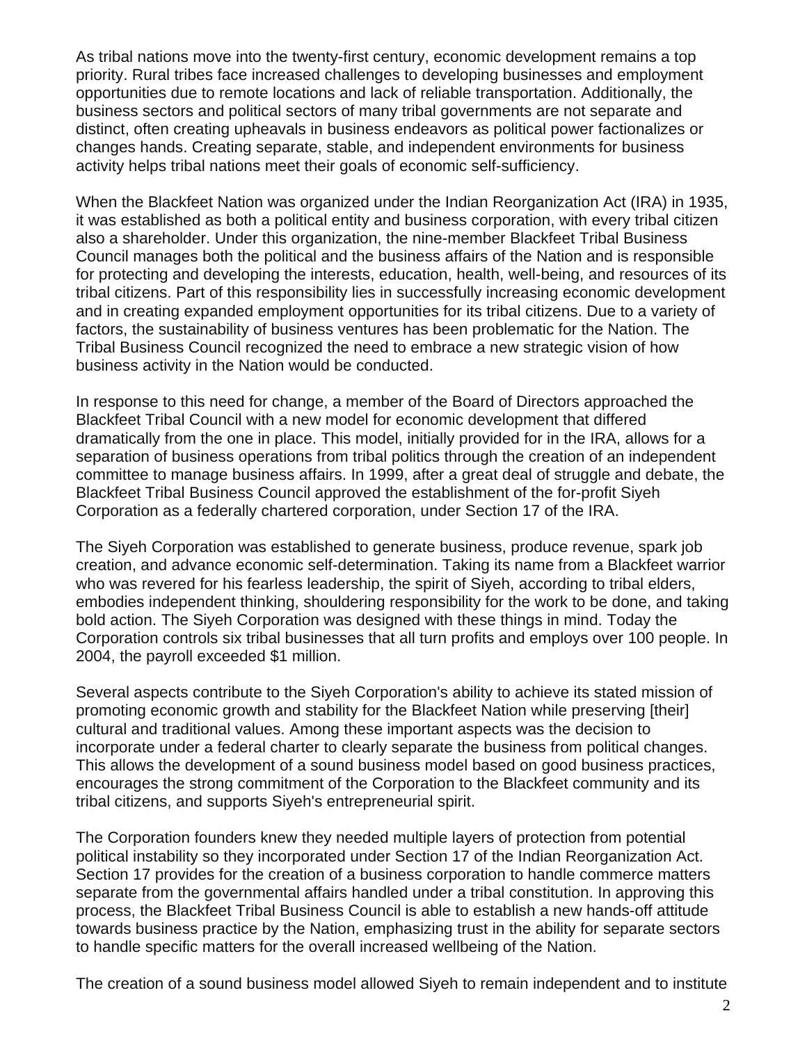As tribal nations move into the twenty-first century, economic development remains a top priority. Rural tribes face increased challenges to developing businesses and employment opportunities due to remote locations and lack of reliable transportation. Additionally, the business sectors and political sectors of many tribal governments are not separate and distinct, often creating upheavals in business endeavors as political power factionalizes or changes hands. Creating separate, stable, and independent environments for business activity helps tribal nations meet their goals of economic self-sufficiency.

When the Blackfeet Nation was organized under the Indian Reorganization Act (IRA) in 1935, it was established as both a political entity and business corporation, with every tribal citizen also a shareholder. Under this organization, the nine-member Blackfeet Tribal Business Council manages both the political and the business affairs of the Nation and is responsible for protecting and developing the interests, education, health, well-being, and resources of its tribal citizens. Part of this responsibility lies in successfully increasing economic development and in creating expanded employment opportunities for its tribal citizens. Due to a variety of factors, the sustainability of business ventures has been problematic for the Nation. The Tribal Business Council recognized the need to embrace a new strategic vision of how business activity in the Nation would be conducted.

In response to this need for change, a member of the Board of Directors approached the Blackfeet Tribal Council with a new model for economic development that differed dramatically from the one in place. This model, initially provided for in the IRA, allows for a separation of business operations from tribal politics through the creation of an independent committee to manage business affairs. In 1999, after a great deal of struggle and debate, the Blackfeet Tribal Business Council approved the establishment of the for-profit Siyeh Corporation as a federally chartered corporation, under Section 17 of the IRA.

The Siyeh Corporation was established to generate business, produce revenue, spark job creation, and advance economic self-determination. Taking its name from a Blackfeet warrior who was revered for his fearless leadership, the spirit of Siyeh, according to tribal elders, embodies independent thinking, shouldering responsibility for the work to be done, and taking bold action. The Siyeh Corporation was designed with these things in mind. Today the Corporation controls six tribal businesses that all turn profits and employs over 100 people. In 2004, the payroll exceeded $1 million.

Several aspects contribute to the Siyeh Corporation's ability to achieve its stated mission of promoting economic growth and stability for the Blackfeet Nation while preserving [their] cultural and traditional values. Among these important aspects was the decision to incorporate under a federal charter to clearly separate the business from political changes. This allows the development of a sound business model based on good business practices, encourages the strong commitment of the Corporation to the Blackfeet community and its tribal citizens, and supports Siyeh's entrepreneurial spirit.

The Corporation founders knew they needed multiple layers of protection from potential political instability so they incorporated under Section 17 of the Indian Reorganization Act. Section 17 provides for the creation of a business corporation to handle commerce matters separate from the governmental affairs handled under a tribal constitution. In approving this process, the Blackfeet Tribal Business Council is able to establish a new hands-off attitude towards business practice by the Nation, emphasizing trust in the ability for separate sectors to handle specific matters for the overall increased wellbeing of the Nation.

The creation of a sound business model allowed Siyeh to remain independent and to institute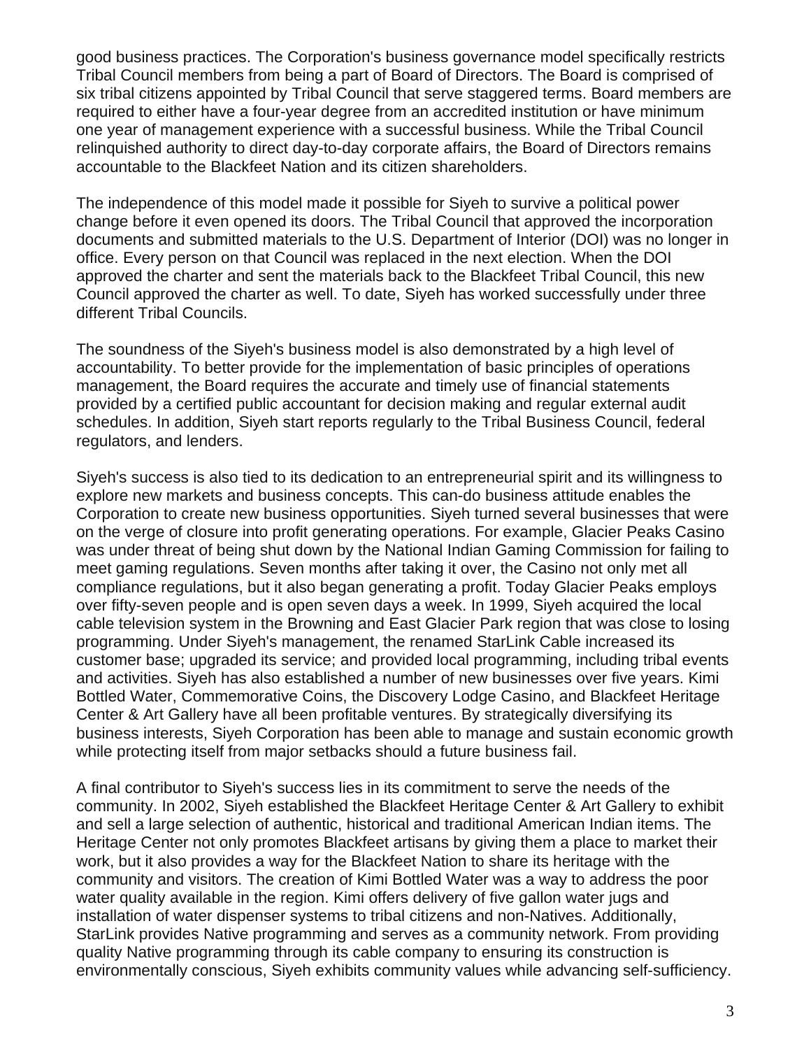good business practices. The Corporation's business governance model specifically restricts Tribal Council members from being a part of Board of Directors. The Board is comprised of six tribal citizens appointed by Tribal Council that serve staggered terms. Board members are required to either have a four-year degree from an accredited institution or have minimum one year of management experience with a successful business. While the Tribal Council relinquished authority to direct day-to-day corporate affairs, the Board of Directors remains accountable to the Blackfeet Nation and its citizen shareholders.

The independence of this model made it possible for Siyeh to survive a political power change before it even opened its doors. The Tribal Council that approved the incorporation documents and submitted materials to the U.S. Department of Interior (DOI) was no longer in office. Every person on that Council was replaced in the next election. When the DOI approved the charter and sent the materials back to the Blackfeet Tribal Council, this new Council approved the charter as well. To date, Siyeh has worked successfully under three different Tribal Councils.

The soundness of the Siyeh's business model is also demonstrated by a high level of accountability. To better provide for the implementation of basic principles of operations management, the Board requires the accurate and timely use of financial statements provided by a certified public accountant for decision making and regular external audit schedules. In addition, Siyeh start reports regularly to the Tribal Business Council, federal regulators, and lenders.

Siyeh's success is also tied to its dedication to an entrepreneurial spirit and its willingness to explore new markets and business concepts. This can-do business attitude enables the Corporation to create new business opportunities. Siyeh turned several businesses that were on the verge of closure into profit generating operations. For example, Glacier Peaks Casino was under threat of being shut down by the National Indian Gaming Commission for failing to meet gaming regulations. Seven months after taking it over, the Casino not only met all compliance regulations, but it also began generating a profit. Today Glacier Peaks employs over fifty-seven people and is open seven days a week. In 1999, Siyeh acquired the local cable television system in the Browning and East Glacier Park region that was close to losing programming. Under Siyeh's management, the renamed StarLink Cable increased its customer base; upgraded its service; and provided local programming, including tribal events and activities. Siyeh has also established a number of new businesses over five years. Kimi Bottled Water, Commemorative Coins, the Discovery Lodge Casino, and Blackfeet Heritage Center & Art Gallery have all been profitable ventures. By strategically diversifying its business interests, Siyeh Corporation has been able to manage and sustain economic growth while protecting itself from major setbacks should a future business fail.

A final contributor to Siyeh's success lies in its commitment to serve the needs of the community. In 2002, Siyeh established the Blackfeet Heritage Center & Art Gallery to exhibit and sell a large selection of authentic, historical and traditional American Indian items. The Heritage Center not only promotes Blackfeet artisans by giving them a place to market their work, but it also provides a way for the Blackfeet Nation to share its heritage with the community and visitors. The creation of Kimi Bottled Water was a way to address the poor water quality available in the region. Kimi offers delivery of five gallon water jugs and installation of water dispenser systems to tribal citizens and non-Natives. Additionally, StarLink provides Native programming and serves as a community network. From providing quality Native programming through its cable company to ensuring its construction is environmentally conscious, Siyeh exhibits community values while advancing self-sufficiency.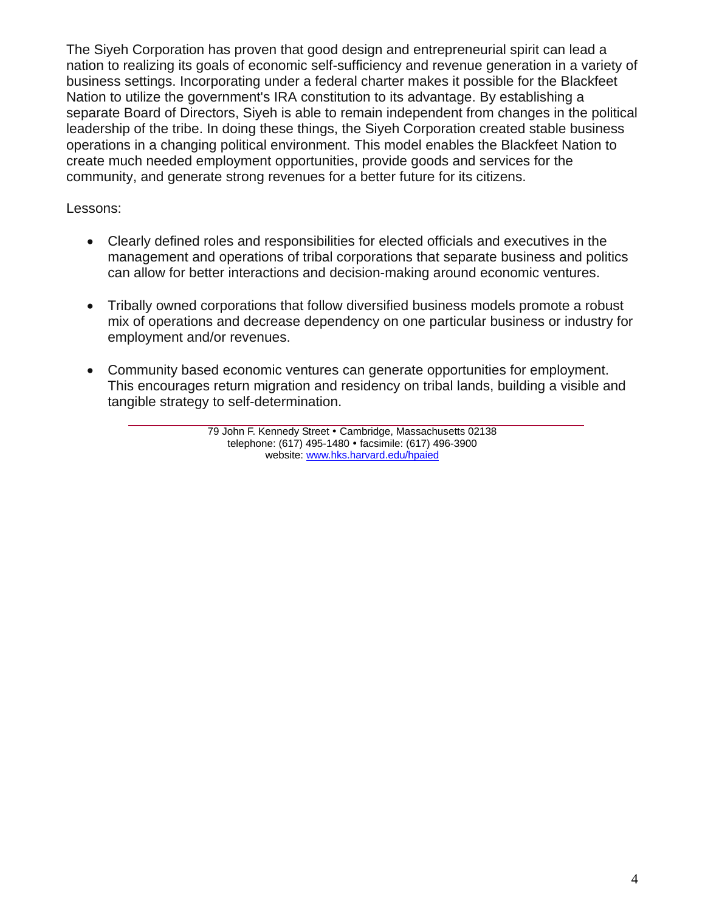The Siyeh Corporation has proven that good design and entrepreneurial spirit can lead a nation to realizing its goals of economic self-sufficiency and revenue generation in a variety of business settings. Incorporating under a federal charter makes it possible for the Blackfeet Nation to utilize the government's IRA constitution to its advantage. By establishing a separate Board of Directors, Siyeh is able to remain independent from changes in the political leadership of the tribe. In doing these things, the Siyeh Corporation created stable business operations in a changing political environment. This model enables the Blackfeet Nation to create much needed employment opportunities, provide goods and services for the community, and generate strong revenues for a better future for its citizens.

Lessons:

- Clearly defined roles and responsibilities for elected officials and executives in the management and operations of tribal corporations that separate business and politics can allow for better interactions and decision-making around economic ventures.
- Tribally owned corporations that follow diversified business models promote a robust mix of operations and decrease dependency on one particular business or industry for employment and/or revenues.
- Community based economic ventures can generate opportunities for employment. This encourages return migration and residency on tribal lands, building a visible and tangible strategy to self-determination.

79 John F. Kennedy Street • Cambridge, Massachusetts 02138
telephone: (617) 495-1480 • facsimile: (617) 496-3900
website: www.hks.harvard.edu/hpaied